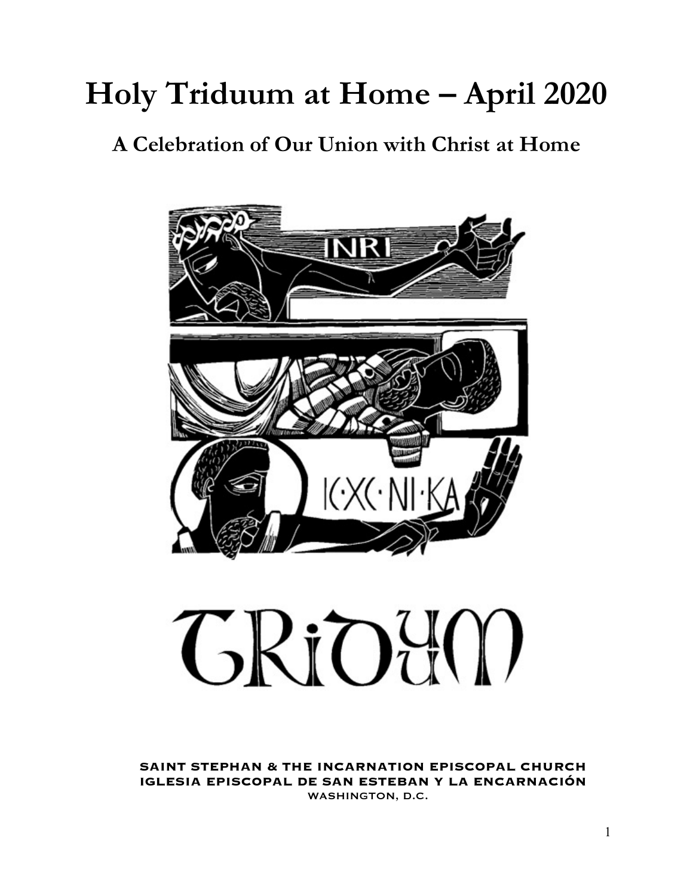# Holy Triduum at Home – April 2020

## A Celebration of Our Union with Christ at Home

INRI

IC·XC·NI·KA

TRIDUUM

SAINT STEPHAN & THE INCARNATION EPISCOPAL CHURCH
IGLESIA EPISCOPAL DE SAN ESTEBAN Y LA ENCARNACIÓN
WASHINGTON, D.C.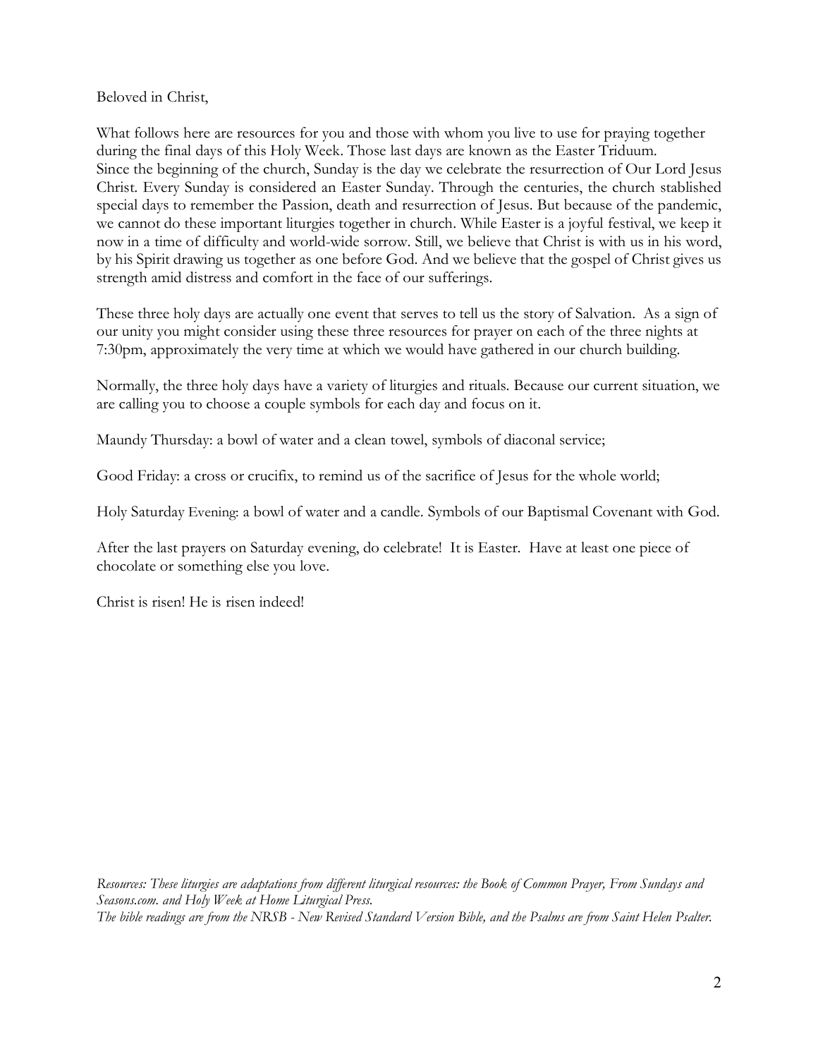Beloved in Christ,

What follows here are resources for you and those with whom you live to use for praying together during the final days of this Holy Week. Those last days are known as the Easter Triduum.
Since the beginning of the church, Sunday is the day we celebrate the resurrection of Our Lord Jesus Christ. Every Sunday is considered an Easter Sunday. Through the centuries, the church stablished special days to remember the Passion, death and resurrection of Jesus. But because of the pandemic, we cannot do these important liturgies together in church. While Easter is a joyful festival, we keep it now in a time of difficulty and world-wide sorrow. Still, we believe that Christ is with us in his word, by his Spirit drawing us together as one before God. And we believe that the gospel of Christ gives us strength amid distress and comfort in the face of our sufferings.

These three holy days are actually one event that serves to tell us the story of Salvation. As a sign of our unity you might consider using these three resources for prayer on each of the three nights at 7:30pm, approximately the very time at which we would have gathered in our church building.

Normally, the three holy days have a variety of liturgies and rituals. Because our current situation, we are calling you to choose a couple symbols for each day and focus on it.

Maundy Thursday: a bowl of water and a clean towel, symbols of diaconal service;

Good Friday: a cross or crucifix, to remind us of the sacrifice of Jesus for the whole world;

Holy Saturday Evening: a bowl of water and a candle. Symbols of our Baptismal Covenant with God.

After the last prayers on Saturday evening, do celebrate! It is Easter. Have at least one piece of chocolate or something else you love.

Christ is risen! He is risen indeed!

*Resources: These liturgies are adaptations from different liturgical resources: the Book of Common Prayer, From Sundays and Seasons.com. and Holy Week at Home Liturgical Press.*
*The bible readings are from the NRSB - New Revised Standard Version Bible, and the Psalms are from Saint Helen Psalter.*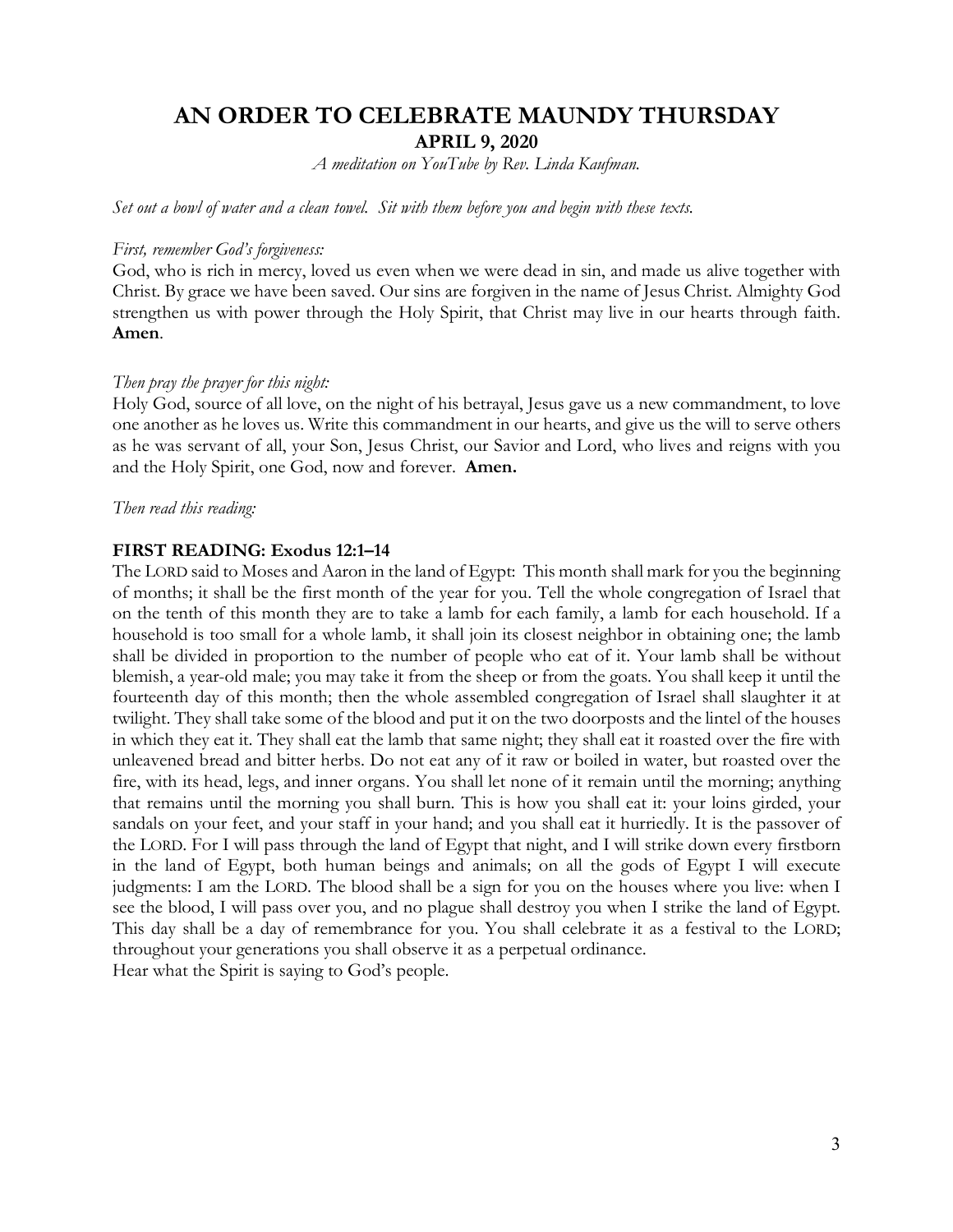# AN ORDER TO CELEBRATE MAUNDY THURSDAY

## APRIL 9, 2020

*A meditation on YouTube by Rev. Linda Kaufman.*

*Set out a bowl of water and a clean towel. Sit with them before you and begin with these texts.*

*First, remember God's forgiveness:*

God, who is rich in mercy, loved us even when we were dead in sin, and made us alive together with Christ. By grace we have been saved. Our sins are forgiven in the name of Jesus Christ. Almighty God strengthen us with power through the Holy Spirit, that Christ may live in our hearts through faith. **Amen**.

*Then pray the prayer for this night:*

Holy God, source of all love, on the night of his betrayal, Jesus gave us a new commandment, to love one another as he loves us. Write this commandment in our hearts, and give us the will to serve others as he was servant of all, your Son, Jesus Christ, our Savior and Lord, who lives and reigns with you and the Holy Spirit, one God, now and forever. **Amen.**

*Then read this reading:*

**FIRST READING: Exodus 12:1–14**

The LORD said to Moses and Aaron in the land of Egypt: This month shall mark for you the beginning of months; it shall be the first month of the year for you. Tell the whole congregation of Israel that on the tenth of this month they are to take a lamb for each family, a lamb for each household. If a household is too small for a whole lamb, it shall join its closest neighbor in obtaining one; the lamb shall be divided in proportion to the number of people who eat of it. Your lamb shall be without blemish, a year-old male; you may take it from the sheep or from the goats. You shall keep it until the fourteenth day of this month; then the whole assembled congregation of Israel shall slaughter it at twilight. They shall take some of the blood and put it on the two doorposts and the lintel of the houses in which they eat it. They shall eat the lamb that same night; they shall eat it roasted over the fire with unleavened bread and bitter herbs. Do not eat any of it raw or boiled in water, but roasted over the fire, with its head, legs, and inner organs. You shall let none of it remain until the morning; anything that remains until the morning you shall burn. This is how you shall eat it: your loins girded, your sandals on your feet, and your staff in your hand; and you shall eat it hurriedly. It is the passover of the LORD. For I will pass through the land of Egypt that night, and I will strike down every firstborn in the land of Egypt, both human beings and animals; on all the gods of Egypt I will execute judgments: I am the LORD. The blood shall be a sign for you on the houses where you live: when I see the blood, I will pass over you, and no plague shall destroy you when I strike the land of Egypt. This day shall be a day of remembrance for you. You shall celebrate it as a festival to the LORD; throughout your generations you shall observe it as a perpetual ordinance.

Hear what the Spirit is saying to God's people.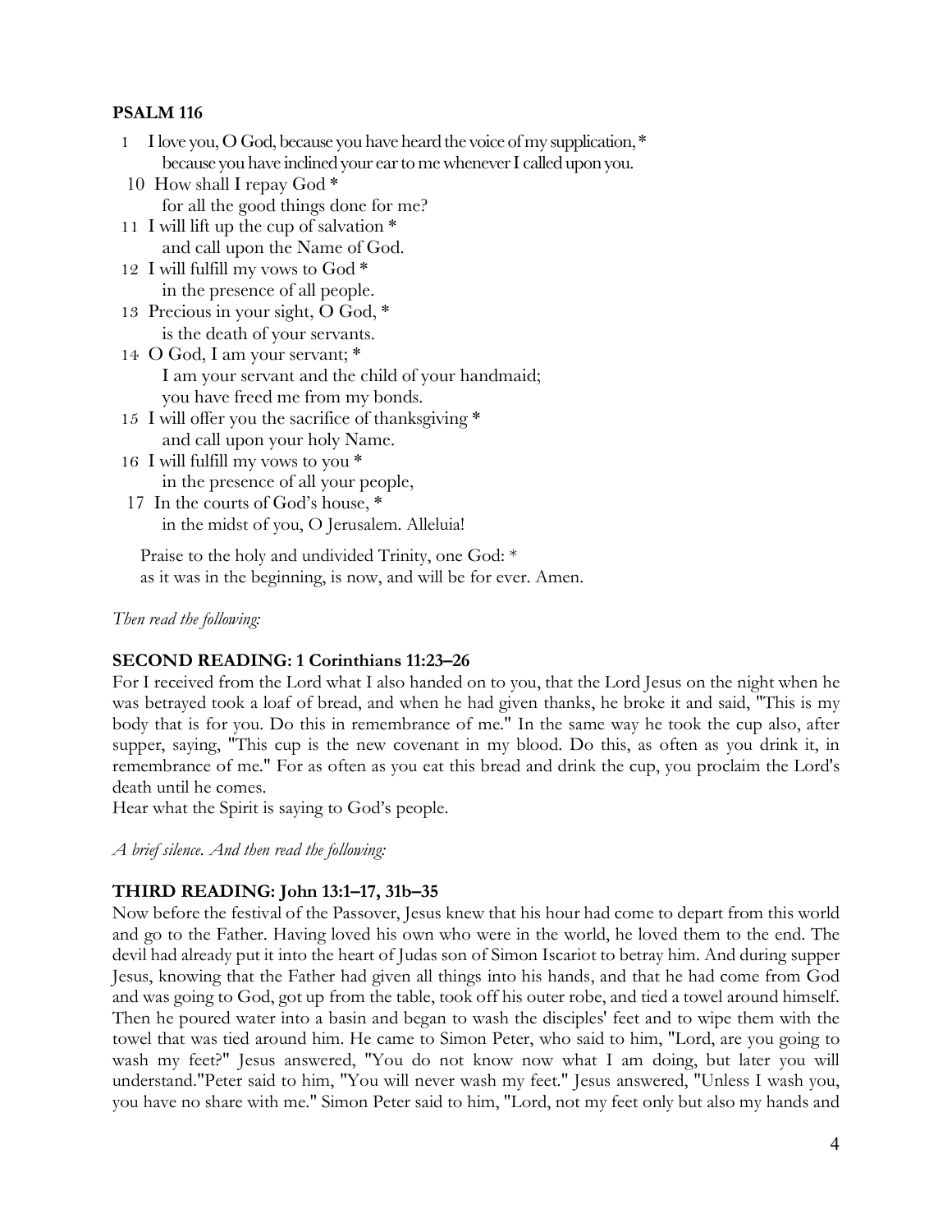**PSALM 116**

1 I love you, O God, because you have heard the voice of my supplication, *
  because you have inclined your ear to me whenever I called upon you.

10 How shall I repay God *
  for all the good things done for me?

11 I will lift up the cup of salvation *
  and call upon the Name of God.

12 I will fulfill my vows to God *
  in the presence of all people.

13 Precious in your sight, O God, *
  is the death of your servants.

14 O God, I am your servant; *
  I am your servant and the child of your handmaid;
  you have freed me from my bonds.

15 I will offer you the sacrifice of thanksgiving *
  and call upon your holy Name.

16 I will fulfill my vows to you *
  in the presence of all your people,

17 In the courts of God's house, *
  in the midst of you, O Jerusalem. Alleluia!

Praise to the holy and undivided Trinity, one God: *
as it was in the beginning, is now, and will be for ever. Amen.

*Then read the following:*

**SECOND READING: 1 Corinthians 11:23–26**

For I received from the Lord what I also handed on to you, that the Lord Jesus on the night when he was betrayed took a loaf of bread, and when he had given thanks, he broke it and said, "This is my body that is for you. Do this in remembrance of me." In the same way he took the cup also, after supper, saying, "This cup is the new covenant in my blood. Do this, as often as you drink it, in remembrance of me." For as often as you eat this bread and drink the cup, you proclaim the Lord's death until he comes.
Hear what the Spirit is saying to God's people.

*A brief silence. And then read the following:*

**THIRD READING: John 13:1–17, 31b–35**

Now before the festival of the Passover, Jesus knew that his hour had come to depart from this world and go to the Father. Having loved his own who were in the world, he loved them to the end. The devil had already put it into the heart of Judas son of Simon Iscariot to betray him. And during supper Jesus, knowing that the Father had given all things into his hands, and that he had come from God and was going to God, got up from the table, took off his outer robe, and tied a towel around himself. Then he poured water into a basin and began to wash the disciples' feet and to wipe them with the towel that was tied around him. He came to Simon Peter, who said to him, "Lord, are you going to wash my feet?" Jesus answered, "You do not know now what I am doing, but later you will understand."Peter said to him, "You will never wash my feet." Jesus answered, "Unless I wash you, you have no share with me." Simon Peter said to him, "Lord, not my feet only but also my hands and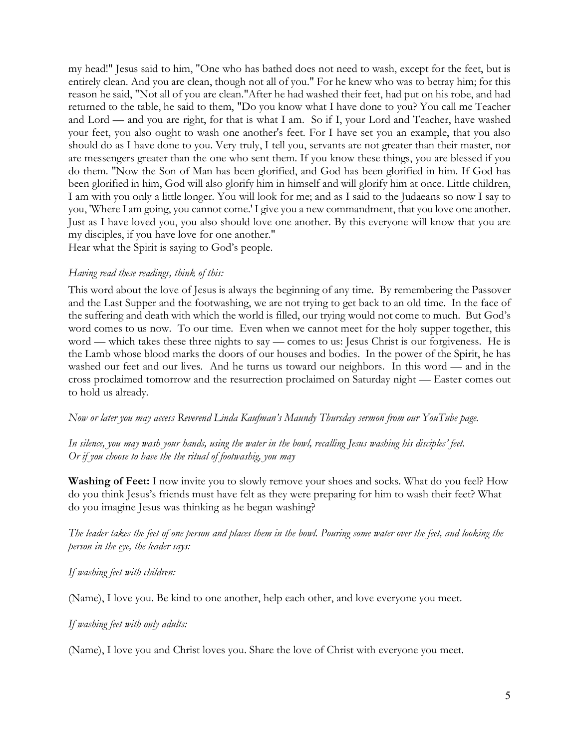my head!" Jesus said to him, "One who has bathed does not need to wash, except for the feet, but is entirely clean. And you are clean, though not all of you." For he knew who was to betray him; for this reason he said, "Not all of you are clean."After he had washed their feet, had put on his robe, and had returned to the table, he said to them, "Do you know what I have done to you? You call me Teacher and Lord — and you are right, for that is what I am. So if I, your Lord and Teacher, have washed your feet, you also ought to wash one another's feet. For I have set you an example, that you also should do as I have done to you. Very truly, I tell you, servants are not greater than their master, nor are messengers greater than the one who sent them. If you know these things, you are blessed if you do them. "Now the Son of Man has been glorified, and God has been glorified in him. If God has been glorified in him, God will also glorify him in himself and will glorify him at once. Little children, I am with you only a little longer. You will look for me; and as I said to the Judaeans so now I say to you, 'Where I am going, you cannot come.' I give you a new commandment, that you love one another. Just as I have loved you, you also should love one another. By this everyone will know that you are my disciples, if you have love for one another."
Hear what the Spirit is saying to God's people.

*Having read these readings, think of this:*

This word about the love of Jesus is always the beginning of any time. By remembering the Passover and the Last Supper and the footwashing, we are not trying to get back to an old time. In the face of the suffering and death with which the world is filled, our trying would not come to much. But God's word comes to us now. To our time. Even when we cannot meet for the holy supper together, this word — which takes these three nights to say — comes to us: Jesus Christ is our forgiveness. He is the Lamb whose blood marks the doors of our houses and bodies. In the power of the Spirit, he has washed our feet and our lives. And he turns us toward our neighbors. In this word — and in the cross proclaimed tomorrow and the resurrection proclaimed on Saturday night — Easter comes out to hold us already.

*Now or later you may access Reverend Linda Kaufman's Maundy Thursday sermon from our YouTube page.*

*In silence, you may wash your hands, using the water in the bowl, recalling Jesus washing his disciples' feet.*
*Or if you choose to have the the ritual of footwashig, you may*

**Washing of Feet:** I now invite you to slowly remove your shoes and socks. What do you feel? How do you think Jesus's friends must have felt as they were preparing for him to wash their feet? What do you imagine Jesus was thinking as he began washing?

*The leader takes the feet of one person and places them in the bowl. Pouring some water over the feet, and looking the person in the eye, the leader says:*

*If washing feet with children:*

(Name), I love you. Be kind to one another, help each other, and love everyone you meet.

*If washing feet with only adults:*

(Name), I love you and Christ loves you. Share the love of Christ with everyone you meet.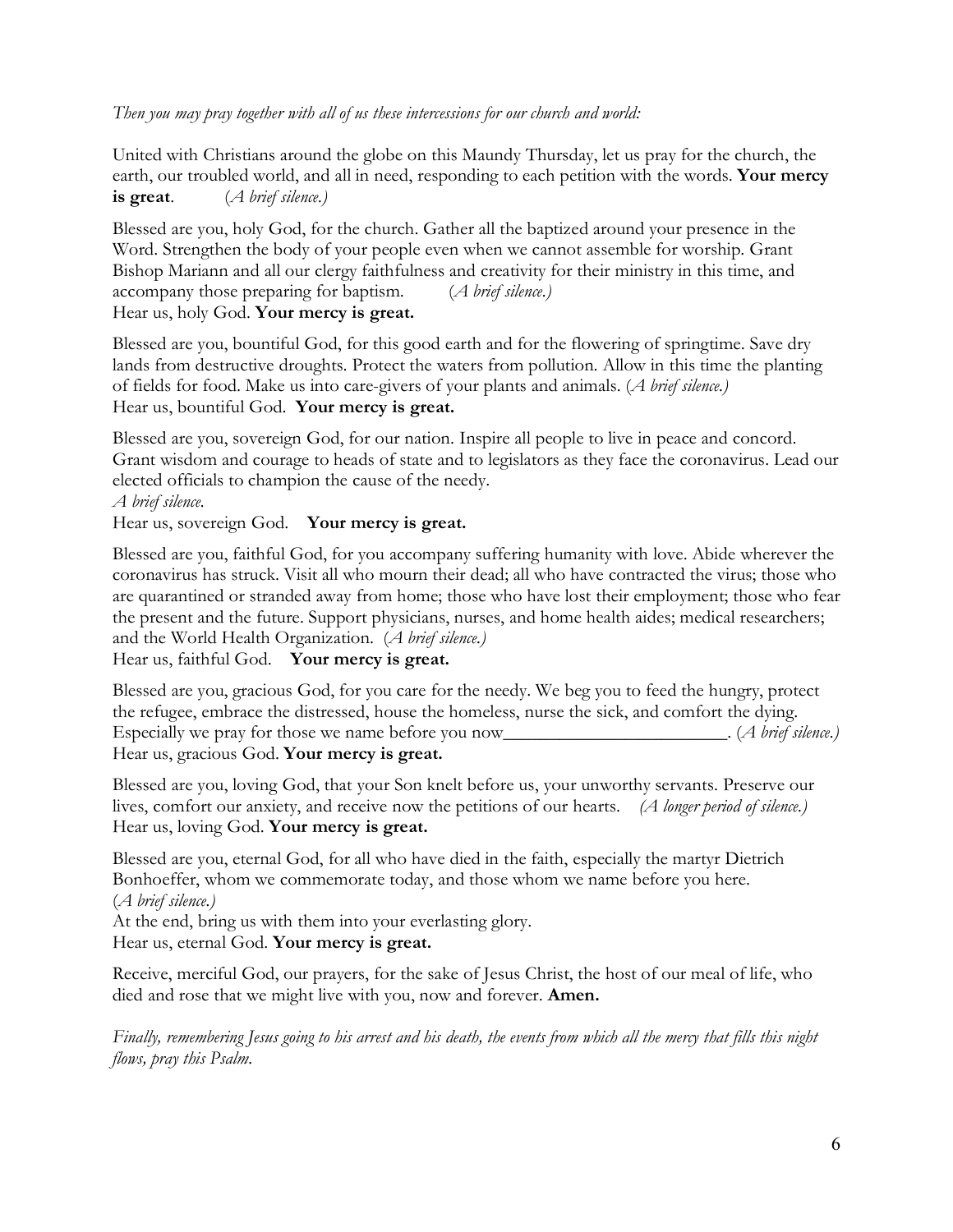*Then you may pray together with all of us these intercessions for our church and world:*

United with Christians around the globe on this Maundy Thursday, let us pray for the church, the earth, our troubled world, and all in need, responding to each petition with the words. **Your mercy is great**. (*A brief silence.)*

Blessed are you, holy God, for the church. Gather all the baptized around your presence in the Word. Strengthen the body of your people even when we cannot assemble for worship. Grant Bishop Mariann and all our clergy faithfulness and creativity for their ministry in this time, and accompany those preparing for baptism. (*A brief silence.)*
Hear us, holy God. **Your mercy is great.**

Blessed are you, bountiful God, for this good earth and for the flowering of springtime. Save dry lands from destructive droughts. Protect the waters from pollution. Allow in this time the planting of fields for food. Make us into care-givers of your plants and animals. (*A brief silence.)*
Hear us, bountiful God. **Your mercy is great.**

Blessed are you, sovereign God, for our nation. Inspire all people to live in peace and concord. Grant wisdom and courage to heads of state and to legislators as they face the coronavirus. Lead our elected officials to champion the cause of the needy.
*A brief silence.*
Hear us, sovereign God. **Your mercy is great.**

Blessed are you, faithful God, for you accompany suffering humanity with love. Abide wherever the coronavirus has struck. Visit all who mourn their dead; all who have contracted the virus; those who are quarantined or stranded away from home; those who have lost their employment; those who fear the present and the future. Support physicians, nurses, and home health aides; medical researchers; and the World Health Organization. (*A brief silence.)*
Hear us, faithful God. **Your mercy is great.**

Blessed are you, gracious God, for you care for the needy. We beg you to feed the hungry, protect the refugee, embrace the distressed, house the homeless, nurse the sick, and comfort the dying. Especially we pray for those we name before you now________________________. (*A brief silence.)*
Hear us, gracious God. **Your mercy is great.**

Blessed are you, loving God, that your Son knelt before us, your unworthy servants. Preserve our lives, comfort our anxiety, and receive now the petitions of our hearts. *(A longer period of silence.)*
Hear us, loving God. **Your mercy is great.**

Blessed are you, eternal God, for all who have died in the faith, especially the martyr Dietrich Bonhoeffer, whom we commemorate today, and those whom we name before you here.
(*A brief silence.)*
At the end, bring us with them into your everlasting glory.
Hear us, eternal God. **Your mercy is great.**

Receive, merciful God, our prayers, for the sake of Jesus Christ, the host of our meal of life, who died and rose that we might live with you, now and forever. **Amen.**

*Finally, remembering Jesus going to his arrest and his death, the events from which all the mercy that fills this night flows, pray this Psalm.*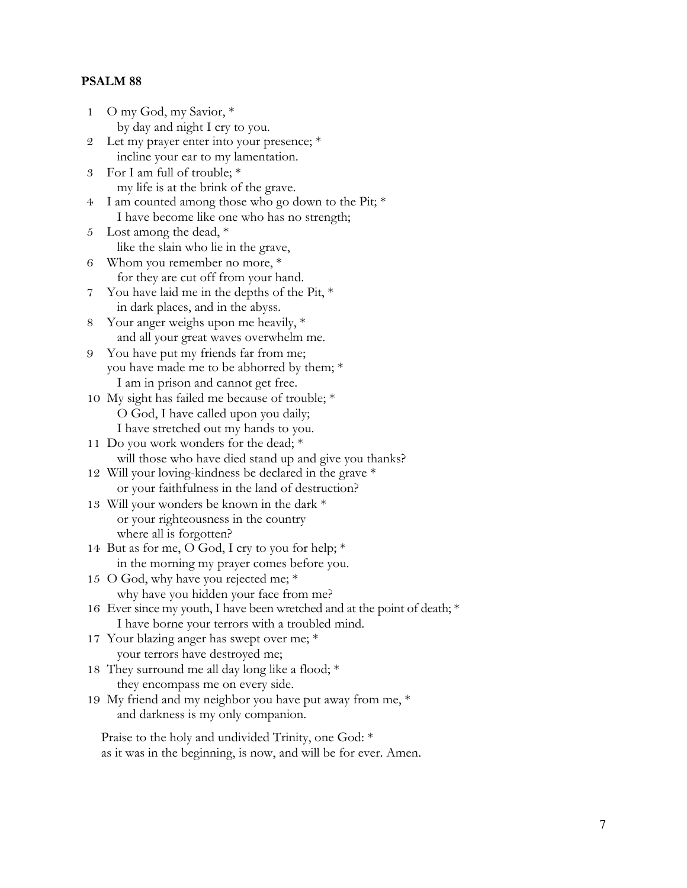**PSALM 88**

1 O my God, my Savior, *
  by day and night I cry to you.
2 Let my prayer enter into your presence; *
  incline your ear to my lamentation.
3 For I am full of trouble; *
  my life is at the brink of the grave.
4 I am counted among those who go down to the Pit; *
  I have become like one who has no strength;
5 Lost among the dead, *
  like the slain who lie in the grave,
6 Whom you remember no more, *
  for they are cut off from your hand.
7 You have laid me in the depths of the Pit, *
  in dark places, and in the abyss.
8 Your anger weighs upon me heavily, *
  and all your great waves overwhelm me.
9 You have put my friends far from me;
 you have made me to be abhorred by them; *
  I am in prison and cannot get free.
10 My sight has failed me because of trouble; *
  O God, I have called upon you daily;
  I have stretched out my hands to you.
11 Do you work wonders for the dead; *
  will those who have died stand up and give you thanks?
12 Will your loving-kindness be declared in the grave *
  or your faithfulness in the land of destruction?
13 Will your wonders be known in the dark *
  or your righteousness in the country
  where all is forgotten?
14 But as for me, O God, I cry to you for help; *
  in the morning my prayer comes before you.
15 O God, why have you rejected me; *
  why have you hidden your face from me?
16 Ever since my youth, I have been wretched and at the point of death; *
  I have borne your terrors with a troubled mind.
17 Your blazing anger has swept over me; *
  your terrors have destroyed me;
18 They surround me all day long like a flood; *
  they encompass me on every side.
19 My friend and my neighbor you have put away from me, *
  and darkness is my only companion.

Praise to the holy and undivided Trinity, one God: *
as it was in the beginning, is now, and will be for ever. Amen.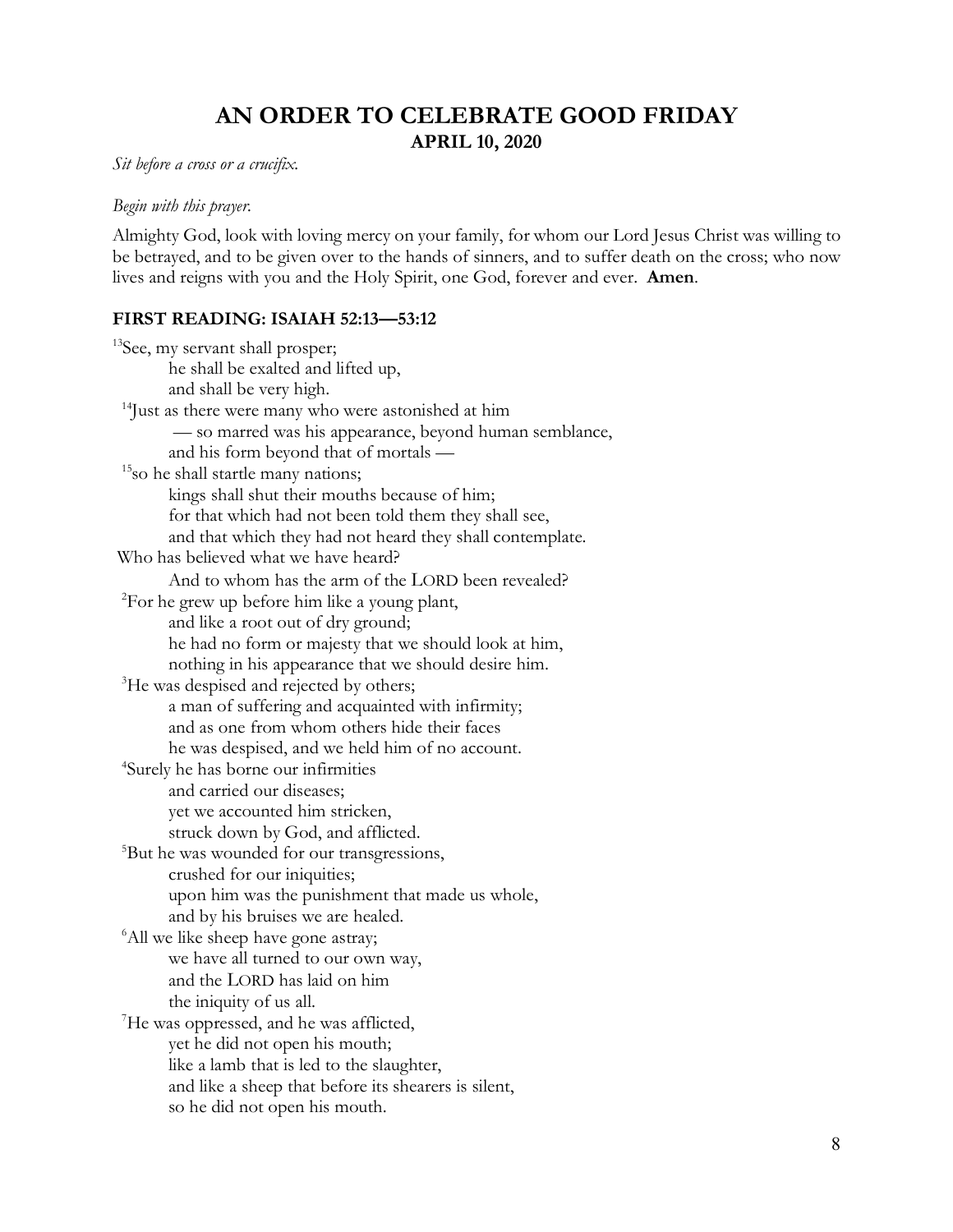# AN ORDER TO CELEBRATE GOOD FRIDAY

## APRIL 10, 2020

*Sit before a cross or a crucifix.*

*Begin with this prayer.*

Almighty God, look with loving mercy on your family, for whom our Lord Jesus Christ was willing to be betrayed, and to be given over to the hands of sinners, and to suffer death on the cross; who now lives and reigns with you and the Holy Spirit, one God, forever and ever. **Amen**.

### FIRST READING: ISAIAH 52:13—53:12

[13]See, my servant shall prosper;  
he shall be exalted and lifted up,  
and shall be very high.  
[14]Just as there were many who were astonished at him  
— so marred was his appearance, beyond human semblance,  
and his form beyond that of mortals —  
[15]so he shall startle many nations;  
kings shall shut their mouths because of him;  
for that which had not been told them they shall see,  
and that which they had not heard they shall contemplate.  
Who has believed what we have heard?  
And to whom has the arm of the LORD been revealed?  
[2]For he grew up before him like a young plant,  
and like a root out of dry ground;  
he had no form or majesty that we should look at him,  
nothing in his appearance that we should desire him.  
[3]He was despised and rejected by others;  
a man of suffering and acquainted with infirmity;  
and as one from whom others hide their faces  
he was despised, and we held him of no account.  
[4]Surely he has borne our infirmities  
and carried our diseases;  
yet we accounted him stricken,  
struck down by God, and afflicted.  
[5]But he was wounded for our transgressions,  
crushed for our iniquities;  
upon him was the punishment that made us whole,  
and by his bruises we are healed.  
[6]All we like sheep have gone astray;  
we have all turned to our own way,  
and the LORD has laid on him  
the iniquity of us all.  
[7]He was oppressed, and he was afflicted,  
yet he did not open his mouth;  
like a lamb that is led to the slaughter,  
and like a sheep that before its shearers is silent,  
so he did not open his mouth.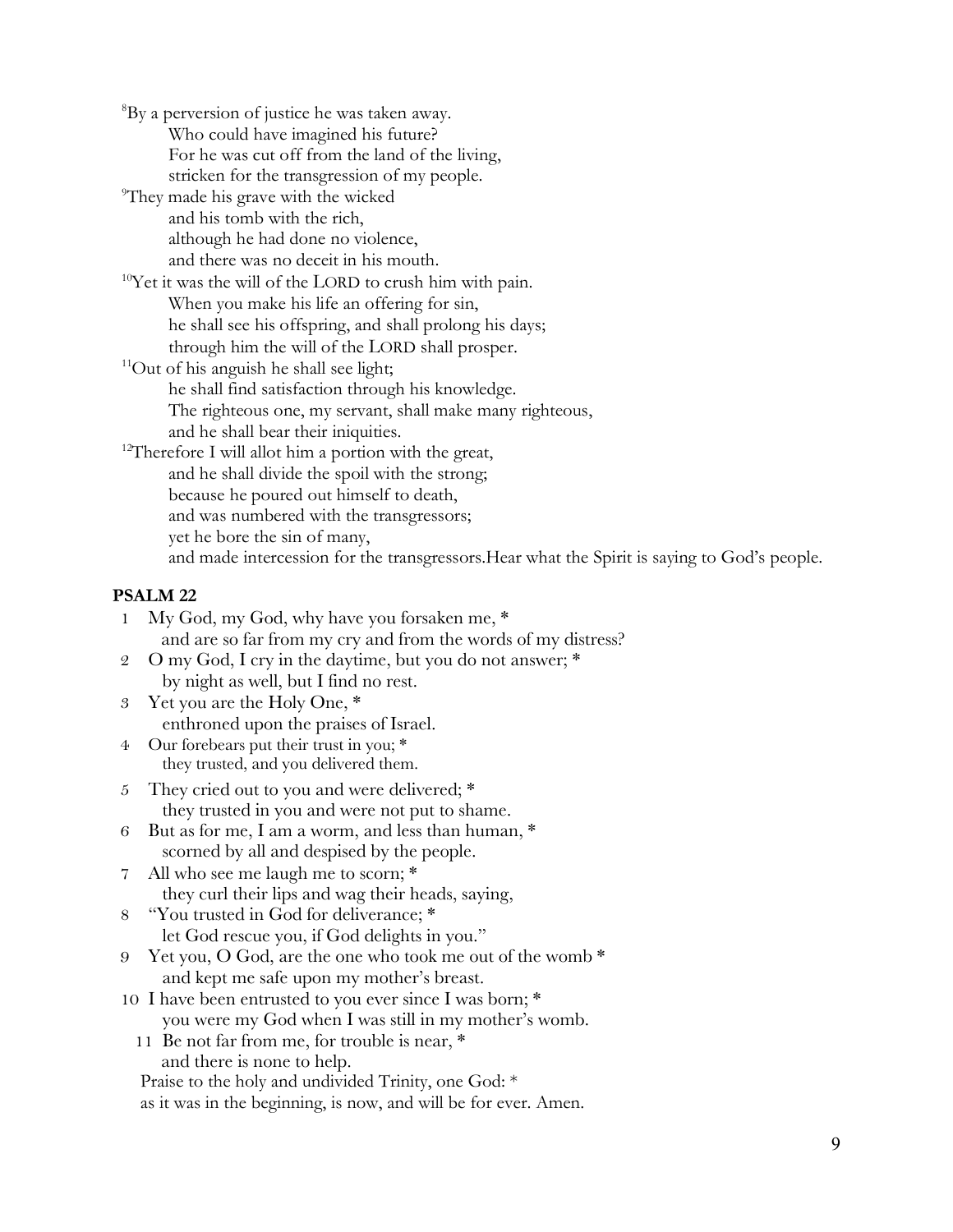[8]By a perversion of justice he was taken away.
Who could have imagined his future?
For he was cut off from the land of the living,
stricken for the transgression of my people.
[9]They made his grave with the wicked
and his tomb with the rich,
although he had done no violence,
and there was no deceit in his mouth.
[10]Yet it was the will of the LORD to crush him with pain.
When you make his life an offering for sin,
he shall see his offspring, and shall prolong his days;
through him the will of the LORD shall prosper.
[11]Out of his anguish he shall see light;
he shall find satisfaction through his knowledge.
The righteous one, my servant, shall make many righteous,
and he shall bear their iniquities.
[12]Therefore I will allot him a portion with the great,
and he shall divide the spoil with the strong;
because he poured out himself to death,
and was numbered with the transgressors;
yet he bore the sin of many,
and made intercession for the transgressors.Hear what the Spirit is saying to God's people.

**PSALM 22**

1 My God, my God, why have you forsaken me, *
and are so far from my cry and from the words of my distress?
2 O my God, I cry in the daytime, but you do not answer; *
by night as well, but I find no rest.
3 Yet you are the Holy One, *
enthroned upon the praises of Israel.
4 Our forebears put their trust in you; *
they trusted, and you delivered them.
5 They cried out to you and were delivered; *
they trusted in you and were not put to shame.
6 But as for me, I am a worm, and less than human, *
scorned by all and despised by the people.
7 All who see me laugh me to scorn; *
they curl their lips and wag their heads, saying,
8 "You trusted in God for deliverance; *
let God rescue you, if God delights in you."
9 Yet you, O God, are the one who took me out of the womb *
and kept me safe upon my mother's breast.
10 I have been entrusted to you ever since I was born; *
you were my God when I was still in my mother's womb.
11 Be not far from me, for trouble is near, *
and there is none to help.
Praise to the holy and undivided Trinity, one God: *
as it was in the beginning, is now, and will be for ever. Amen.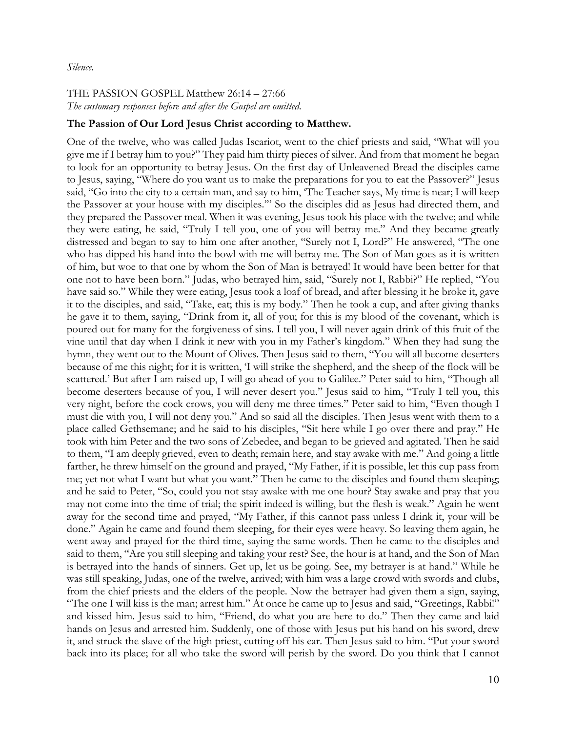*Silence.*

THE PASSION GOSPEL Matthew 26:14 – 27:66
*The customary responses before and after the Gospel are omitted.*

**The Passion of Our Lord Jesus Christ according to Matthew.**

One of the twelve, who was called Judas Iscariot, went to the chief priests and said, "What will you give me if I betray him to you?" They paid him thirty pieces of silver. And from that moment he began to look for an opportunity to betray Jesus. On the first day of Unleavened Bread the disciples came to Jesus, saying, "Where do you want us to make the preparations for you to eat the Passover?" Jesus said, "Go into the city to a certain man, and say to him, 'The Teacher says, My time is near; I will keep the Passover at your house with my disciples.'" So the disciples did as Jesus had directed them, and they prepared the Passover meal. When it was evening, Jesus took his place with the twelve; and while they were eating, he said, "Truly I tell you, one of you will betray me." And they became greatly distressed and began to say to him one after another, "Surely not I, Lord?" He answered, "The one who has dipped his hand into the bowl with me will betray me. The Son of Man goes as it is written of him, but woe to that one by whom the Son of Man is betrayed! It would have been better for that one not to have been born." Judas, who betrayed him, said, "Surely not I, Rabbi?" He replied, "You have said so." While they were eating, Jesus took a loaf of bread, and after blessing it he broke it, gave it to the disciples, and said, "Take, eat; this is my body." Then he took a cup, and after giving thanks he gave it to them, saying, "Drink from it, all of you; for this is my blood of the covenant, which is poured out for many for the forgiveness of sins. I tell you, I will never again drink of this fruit of the vine until that day when I drink it new with you in my Father's kingdom." When they had sung the hymn, they went out to the Mount of Olives. Then Jesus said to them, "You will all become deserters because of me this night; for it is written, 'I will strike the shepherd, and the sheep of the flock will be scattered.' But after I am raised up, I will go ahead of you to Galilee." Peter said to him, "Though all become deserters because of you, I will never desert you." Jesus said to him, "Truly I tell you, this very night, before the cock crows, you will deny me three times." Peter said to him, "Even though I must die with you, I will not deny you." And so said all the disciples. Then Jesus went with them to a place called Gethsemane; and he said to his disciples, "Sit here while I go over there and pray." He took with him Peter and the two sons of Zebedee, and began to be grieved and agitated. Then he said to them, "I am deeply grieved, even to death; remain here, and stay awake with me." And going a little farther, he threw himself on the ground and prayed, "My Father, if it is possible, let this cup pass from me; yet not what I want but what you want." Then he came to the disciples and found them sleeping; and he said to Peter, "So, could you not stay awake with me one hour? Stay awake and pray that you may not come into the time of trial; the spirit indeed is willing, but the flesh is weak." Again he went away for the second time and prayed, "My Father, if this cannot pass unless I drink it, your will be done." Again he came and found them sleeping, for their eyes were heavy. So leaving them again, he went away and prayed for the third time, saying the same words. Then he came to the disciples and said to them, "Are you still sleeping and taking your rest? See, the hour is at hand, and the Son of Man is betrayed into the hands of sinners. Get up, let us be going. See, my betrayer is at hand." While he was still speaking, Judas, one of the twelve, arrived; with him was a large crowd with swords and clubs, from the chief priests and the elders of the people. Now the betrayer had given them a sign, saying, "The one I will kiss is the man; arrest him." At once he came up to Jesus and said, "Greetings, Rabbi!" and kissed him. Jesus said to him, "Friend, do what you are here to do." Then they came and laid hands on Jesus and arrested him. Suddenly, one of those with Jesus put his hand on his sword, drew it, and struck the slave of the high priest, cutting off his ear. Then Jesus said to him. "Put your sword back into its place; for all who take the sword will perish by the sword. Do you think that I cannot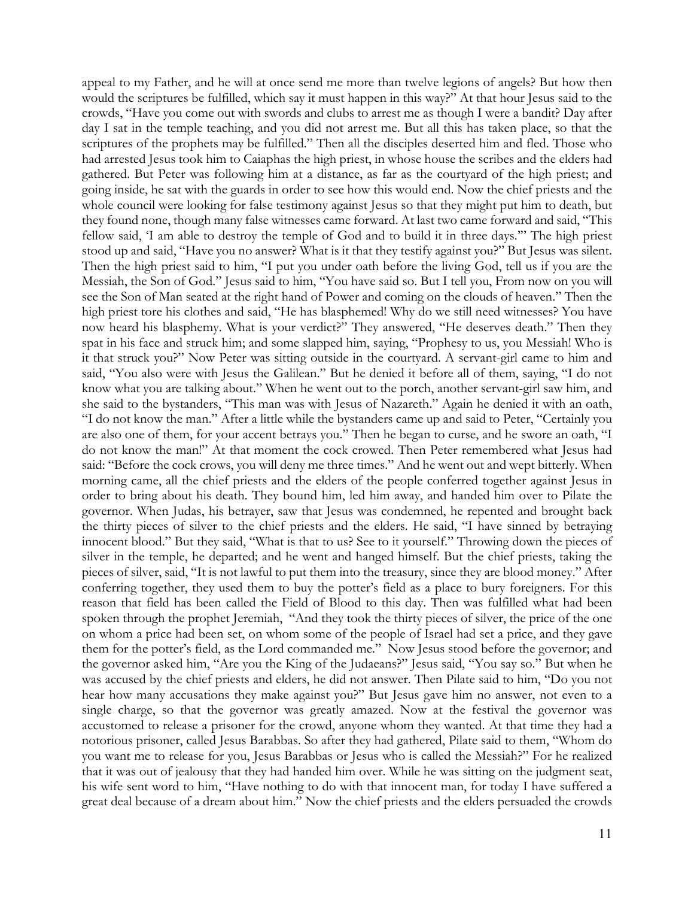appeal to my Father, and he will at once send me more than twelve legions of angels? But how then would the scriptures be fulfilled, which say it must happen in this way?" At that hour Jesus said to the crowds, "Have you come out with swords and clubs to arrest me as though I were a bandit? Day after day I sat in the temple teaching, and you did not arrest me. But all this has taken place, so that the scriptures of the prophets may be fulfilled." Then all the disciples deserted him and fled. Those who had arrested Jesus took him to Caiaphas the high priest, in whose house the scribes and the elders had gathered. But Peter was following him at a distance, as far as the courtyard of the high priest; and going inside, he sat with the guards in order to see how this would end. Now the chief priests and the whole council were looking for false testimony against Jesus so that they might put him to death, but they found none, though many false witnesses came forward. At last two came forward and said, "This fellow said, 'I am able to destroy the temple of God and to build it in three days.'" The high priest stood up and said, "Have you no answer? What is it that they testify against you?" But Jesus was silent. Then the high priest said to him, "I put you under oath before the living God, tell us if you are the Messiah, the Son of God." Jesus said to him, "You have said so. But I tell you, From now on you will see the Son of Man seated at the right hand of Power and coming on the clouds of heaven." Then the high priest tore his clothes and said, "He has blasphemed! Why do we still need witnesses? You have now heard his blasphemy. What is your verdict?" They answered, "He deserves death." Then they spat in his face and struck him; and some slapped him, saying, "Prophesy to us, you Messiah! Who is it that struck you?" Now Peter was sitting outside in the courtyard. A servant-girl came to him and said, "You also were with Jesus the Galilean." But he denied it before all of them, saying, "I do not know what you are talking about." When he went out to the porch, another servant-girl saw him, and she said to the bystanders, "This man was with Jesus of Nazareth." Again he denied it with an oath, "I do not know the man." After a little while the bystanders came up and said to Peter, "Certainly you are also one of them, for your accent betrays you." Then he began to curse, and he swore an oath, "I do not know the man!" At that moment the cock crowed. Then Peter remembered what Jesus had said: "Before the cock crows, you will deny me three times." And he went out and wept bitterly. When morning came, all the chief priests and the elders of the people conferred together against Jesus in order to bring about his death. They bound him, led him away, and handed him over to Pilate the governor. When Judas, his betrayer, saw that Jesus was condemned, he repented and brought back the thirty pieces of silver to the chief priests and the elders. He said, "I have sinned by betraying innocent blood." But they said, "What is that to us? See to it yourself." Throwing down the pieces of silver in the temple, he departed; and he went and hanged himself. But the chief priests, taking the pieces of silver, said, "It is not lawful to put them into the treasury, since they are blood money." After conferring together, they used them to buy the potter's field as a place to bury foreigners. For this reason that field has been called the Field of Blood to this day. Then was fulfilled what had been spoken through the prophet Jeremiah, "And they took the thirty pieces of silver, the price of the one on whom a price had been set, on whom some of the people of Israel had set a price, and they gave them for the potter's field, as the Lord commanded me." Now Jesus stood before the governor; and the governor asked him, "Are you the King of the Judaeans?" Jesus said, "You say so." But when he was accused by the chief priests and elders, he did not answer. Then Pilate said to him, "Do you not hear how many accusations they make against you?" But Jesus gave him no answer, not even to a single charge, so that the governor was greatly amazed. Now at the festival the governor was accustomed to release a prisoner for the crowd, anyone whom they wanted. At that time they had a notorious prisoner, called Jesus Barabbas. So after they had gathered, Pilate said to them, "Whom do you want me to release for you, Jesus Barabbas or Jesus who is called the Messiah?" For he realized that it was out of jealousy that they had handed him over. While he was sitting on the judgment seat, his wife sent word to him, "Have nothing to do with that innocent man, for today I have suffered a great deal because of a dream about him." Now the chief priests and the elders persuaded the crowds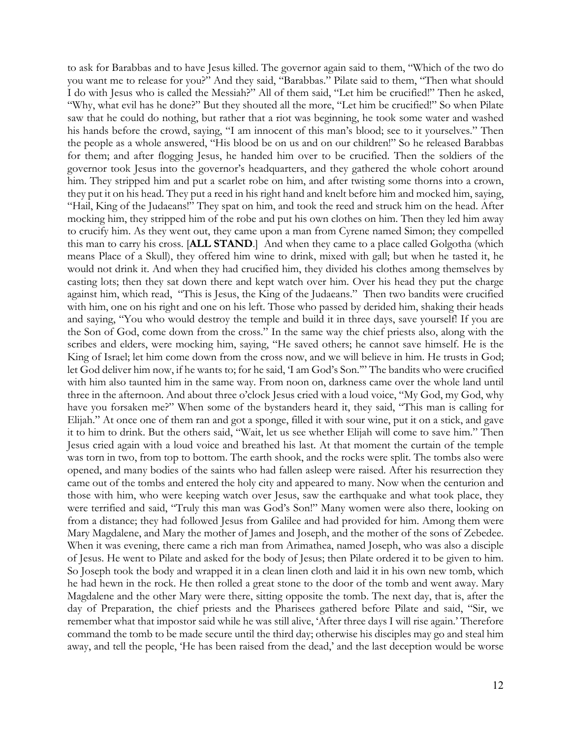to ask for Barabbas and to have Jesus killed. The governor again said to them, "Which of the two do you want me to release for you?" And they said, "Barabbas." Pilate said to them, "Then what should I do with Jesus who is called the Messiah?" All of them said, "Let him be crucified!" Then he asked, "Why, what evil has he done?" But they shouted all the more, "Let him be crucified!" So when Pilate saw that he could do nothing, but rather that a riot was beginning, he took some water and washed his hands before the crowd, saying, "I am innocent of this man's blood; see to it yourselves." Then the people as a whole answered, "His blood be on us and on our children!" So he released Barabbas for them; and after flogging Jesus, he handed him over to be crucified. Then the soldiers of the governor took Jesus into the governor's headquarters, and they gathered the whole cohort around him. They stripped him and put a scarlet robe on him, and after twisting some thorns into a crown, they put it on his head. They put a reed in his right hand and knelt before him and mocked him, saying, "Hail, King of the Judaeans!" They spat on him, and took the reed and struck him on the head. After mocking him, they stripped him of the robe and put his own clothes on him. Then they led him away to crucify him. As they went out, they came upon a man from Cyrene named Simon; they compelled this man to carry his cross. [**ALL STAND**.] And when they came to a place called Golgotha (which means Place of a Skull), they offered him wine to drink, mixed with gall; but when he tasted it, he would not drink it. And when they had crucified him, they divided his clothes among themselves by casting lots; then they sat down there and kept watch over him. Over his head they put the charge against him, which read, "This is Jesus, the King of the Judaeans." Then two bandits were crucified with him, one on his right and one on his left. Those who passed by derided him, shaking their heads and saying, "You who would destroy the temple and build it in three days, save yourself! If you are the Son of God, come down from the cross." In the same way the chief priests also, along with the scribes and elders, were mocking him, saying, "He saved others; he cannot save himself. He is the King of Israel; let him come down from the cross now, and we will believe in him. He trusts in God; let God deliver him now, if he wants to; for he said, 'I am God's Son.'" The bandits who were crucified with him also taunted him in the same way. From noon on, darkness came over the whole land until three in the afternoon. And about three o'clock Jesus cried with a loud voice, "My God, my God, why have you forsaken me?" When some of the bystanders heard it, they said, "This man is calling for Elijah." At once one of them ran and got a sponge, filled it with sour wine, put it on a stick, and gave it to him to drink. But the others said, "Wait, let us see whether Elijah will come to save him." Then Jesus cried again with a loud voice and breathed his last. At that moment the curtain of the temple was torn in two, from top to bottom. The earth shook, and the rocks were split. The tombs also were opened, and many bodies of the saints who had fallen asleep were raised. After his resurrection they came out of the tombs and entered the holy city and appeared to many. Now when the centurion and those with him, who were keeping watch over Jesus, saw the earthquake and what took place, they were terrified and said, "Truly this man was God's Son!" Many women were also there, looking on from a distance; they had followed Jesus from Galilee and had provided for him. Among them were Mary Magdalene, and Mary the mother of James and Joseph, and the mother of the sons of Zebedee. When it was evening, there came a rich man from Arimathea, named Joseph, who was also a disciple of Jesus. He went to Pilate and asked for the body of Jesus; then Pilate ordered it to be given to him. So Joseph took the body and wrapped it in a clean linen cloth and laid it in his own new tomb, which he had hewn in the rock. He then rolled a great stone to the door of the tomb and went away. Mary Magdalene and the other Mary were there, sitting opposite the tomb. The next day, that is, after the day of Preparation, the chief priests and the Pharisees gathered before Pilate and said, "Sir, we remember what that impostor said while he was still alive, 'After three days I will rise again.' Therefore command the tomb to be made secure until the third day; otherwise his disciples may go and steal him away, and tell the people, 'He has been raised from the dead,' and the last deception would be worse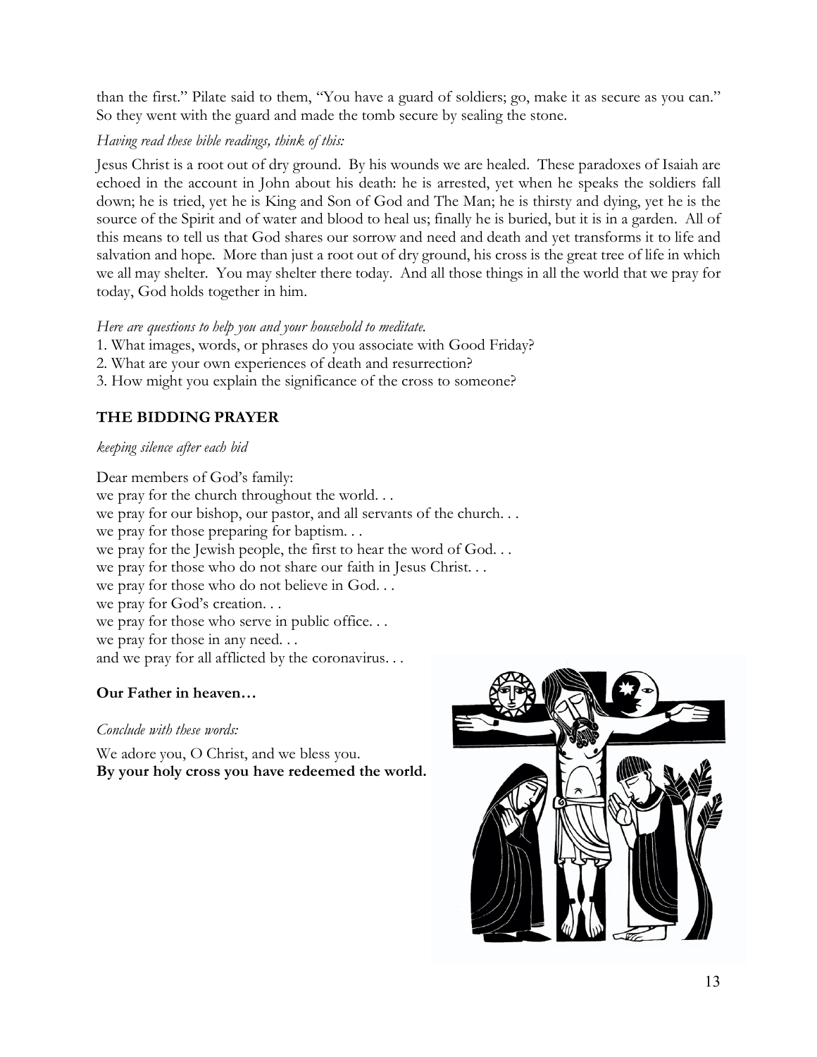than the first." Pilate said to them, "You have a guard of soldiers; go, make it as secure as you can." So they went with the guard and made the tomb secure by sealing the stone.

*Having read these bible readings, think of this:*

Jesus Christ is a root out of dry ground. By his wounds we are healed. These paradoxes of Isaiah are echoed in the account in John about his death: he is arrested, yet when he speaks the soldiers fall down; he is tried, yet he is King and Son of God and The Man; he is thirsty and dying, yet he is the source of the Spirit and of water and blood to heal us; finally he is buried, but it is in a garden. All of this means to tell us that God shares our sorrow and need and death and yet transforms it to life and salvation and hope. More than just a root out of dry ground, his cross is the great tree of life in which we all may shelter. You may shelter there today. And all those things in all the world that we pray for today, God holds together in him.

*Here are questions to help you and your household to meditate.*

1. What images, words, or phrases do you associate with Good Friday?
2. What are your own experiences of death and resurrection?
3. How might you explain the significance of the cross to someone?

## THE BIDDING PRAYER

*keeping silence after each bid*

Dear members of God's family:
we pray for the church throughout the world. . .
we pray for our bishop, our pastor, and all servants of the church. . .
we pray for those preparing for baptism. . .
we pray for the Jewish people, the first to hear the word of God. . .
we pray for those who do not share our faith in Jesus Christ. . .
we pray for those who do not believe in God. . .
we pray for God's creation. . .
we pray for those who serve in public office. . .
we pray for those in any need. . .
and we pray for all afflicted by the coronavirus. . .

**Our Father in heaven…**

*Conclude with these words:*

We adore you, O Christ, and we bless you.
**By your holy cross you have redeemed the world.**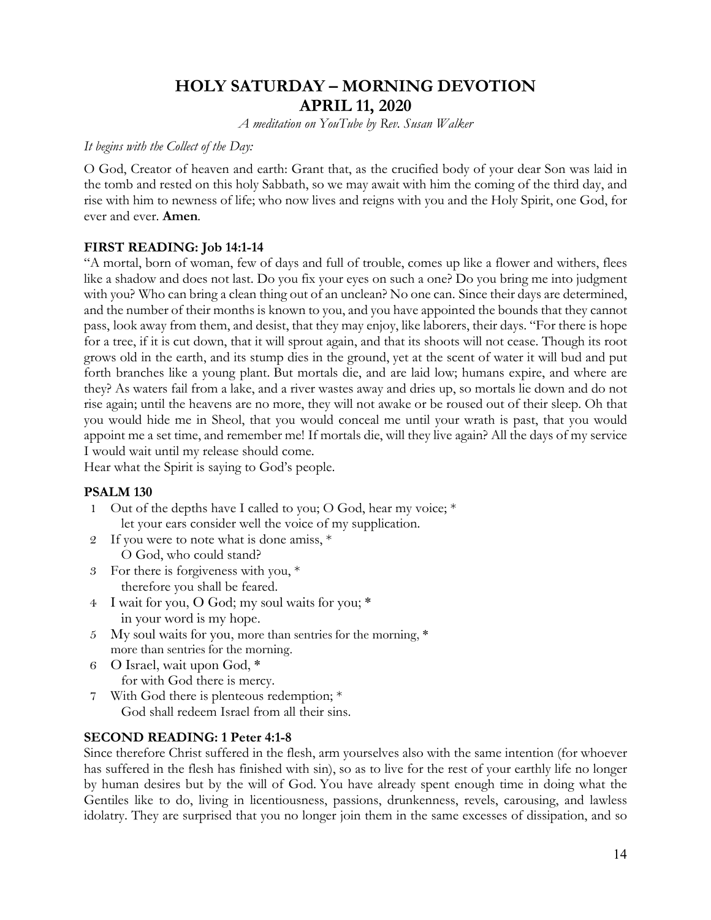# HOLY SATURDAY – MORNING DEVOTION
# APRIL 11, 2020

*A meditation on YouTube by Rev. Susan Walker*

*It begins with the Collect of the Day:*

O God, Creator of heaven and earth: Grant that, as the crucified body of your dear Son was laid in the tomb and rested on this holy Sabbath, so we may await with him the coming of the third day, and rise with him to newness of life; who now lives and reigns with you and the Holy Spirit, one God, for ever and ever. **Amen**.

**FIRST READING: Job 14:1-14**

"A mortal, born of woman, few of days and full of trouble, comes up like a flower and withers, flees like a shadow and does not last. Do you fix your eyes on such a one? Do you bring me into judgment with you? Who can bring a clean thing out of an unclean? No one can. Since their days are determined, and the number of their months is known to you, and you have appointed the bounds that they cannot pass, look away from them, and desist, that they may enjoy, like laborers, their days. "For there is hope for a tree, if it is cut down, that it will sprout again, and that its shoots will not cease. Though its root grows old in the earth, and its stump dies in the ground, yet at the scent of water it will bud and put forth branches like a young plant. But mortals die, and are laid low; humans expire, and where are they? As waters fail from a lake, and a river wastes away and dries up, so mortals lie down and do not rise again; until the heavens are no more, they will not awake or be roused out of their sleep. Oh that you would hide me in Sheol, that you would conceal me until your wrath is past, that you would appoint me a set time, and remember me! If mortals die, will they live again? All the days of my service I would wait until my release should come.

Hear what the Spirit is saying to God's people.

**PSALM 130**

1 Out of the depths have I called to you; O God, hear my voice; *
   let your ears consider well the voice of my supplication.

2 If you were to note what is done amiss, *
   O God, who could stand?

3 For there is forgiveness with you, *
   therefore you shall be feared.

4 I wait for you, O God; my soul waits for you; *
   in your word is my hope.

5 My soul waits for you, more than sentries for the morning, *
   more than sentries for the morning.

6 O Israel, wait upon God, *
   for with God there is mercy.

7 With God there is plenteous redemption; *
   God shall redeem Israel from all their sins.

**SECOND READING: 1 Peter 4:1-8**

Since therefore Christ suffered in the flesh, arm yourselves also with the same intention (for whoever has suffered in the flesh has finished with sin), so as to live for the rest of your earthly life no longer by human desires but by the will of God. You have already spent enough time in doing what the Gentiles like to do, living in licentiousness, passions, drunkenness, revels, carousing, and lawless idolatry. They are surprised that you no longer join them in the same excesses of dissipation, and so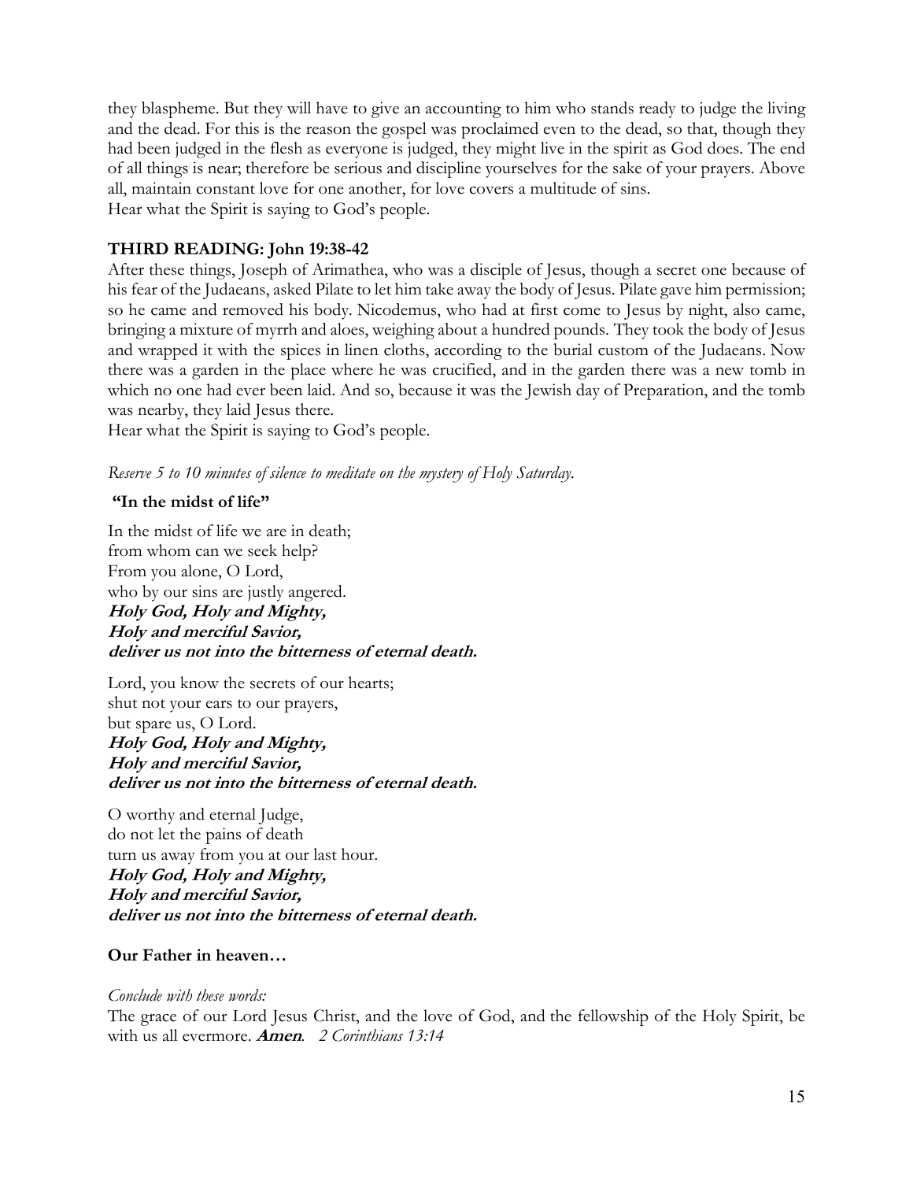they blaspheme. But they will have to give an accounting to him who stands ready to judge the living and the dead. For this is the reason the gospel was proclaimed even to the dead, so that, though they had been judged in the flesh as everyone is judged, they might live in the spirit as God does. The end of all things is near; therefore be serious and discipline yourselves for the sake of your prayers. Above all, maintain constant love for one another, for love covers a multitude of sins.
Hear what the Spirit is saying to God's people.

**THIRD READING: John 19:38-42**

After these things, Joseph of Arimathea, who was a disciple of Jesus, though a secret one because of his fear of the Judaeans, asked Pilate to let him take away the body of Jesus. Pilate gave him permission; so he came and removed his body. Nicodemus, who had at first come to Jesus by night, also came, bringing a mixture of myrrh and aloes, weighing about a hundred pounds. They took the body of Jesus and wrapped it with the spices in linen cloths, according to the burial custom of the Judaeans. Now there was a garden in the place where he was crucified, and in the garden there was a new tomb in which no one had ever been laid. And so, because it was the Jewish day of Preparation, and the tomb was nearby, they laid Jesus there.
Hear what the Spirit is saying to God's people.

*Reserve 5 to 10 minutes of silence to meditate on the mystery of Holy Saturday.*

**"In the midst of life"**

In the midst of life we are in death;
from whom can we seek help?
From you alone, O Lord,
who by our sins are justly angered.
***Holy God, Holy and Mighty,***
***Holy and merciful Savior,***
***deliver us not into the bitterness of eternal death.***

Lord, you know the secrets of our hearts;
shut not your ears to our prayers,
but spare us, O Lord.
***Holy God, Holy and Mighty,***
***Holy and merciful Savior,***
***deliver us not into the bitterness of eternal death.***

O worthy and eternal Judge,
do not let the pains of death
turn us away from you at our last hour.
***Holy God, Holy and Mighty,***
***Holy and merciful Savior,***
***deliver us not into the bitterness of eternal death.***

**Our Father in heaven…**

*Conclude with these words:*
The grace of our Lord Jesus Christ, and the love of God, and the fellowship of the Holy Spirit, be with us all evermore. ***Amen***. *2 Corinthians 13:14*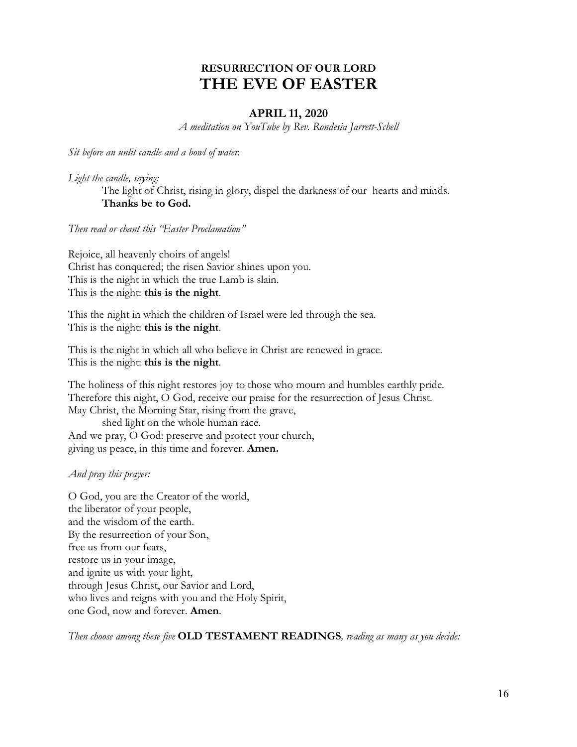## RESURRECTION OF OUR LORD
# THE EVE OF EASTER

### APRIL 11, 2020

*A meditation on YouTube by Rev. Rondesia Jarrett-Schell*

*Sit before an unlit candle and a bowl of water.*

*Light the candle, saying:*

> The light of Christ, rising in glory, dispel the darkness of our hearts and minds.
> **Thanks be to God.**

*Then read or chant this "Easter Proclamation"*

Rejoice, all heavenly choirs of angels!
Christ has conquered; the risen Savior shines upon you.
This is the night in which the true Lamb is slain.
This is the night: **this is the night**.

This the night in which the children of Israel were led through the sea.
This is the night: **this is the night**.

This is the night in which all who believe in Christ are renewed in grace.
This is the night: **this is the night**.

The holiness of this night restores joy to those who mourn and humbles earthly pride.
Therefore this night, O God, receive our praise for the resurrection of Jesus Christ.
May Christ, the Morning Star, rising from the grave,
  shed light on the whole human race.
And we pray, O God: preserve and protect your church,
giving us peace, in this time and forever. **Amen.**

*And pray this prayer:*

O God, you are the Creator of the world,
the liberator of your people,
and the wisdom of the earth.
By the resurrection of your Son,
free us from our fears,
restore us in your image,
and ignite us with your light,
through Jesus Christ, our Savior and Lord,
who lives and reigns with you and the Holy Spirit,
one God, now and forever. **Amen**.

*Then choose among these five* **OLD TESTAMENT READINGS***, reading as many as you decide:*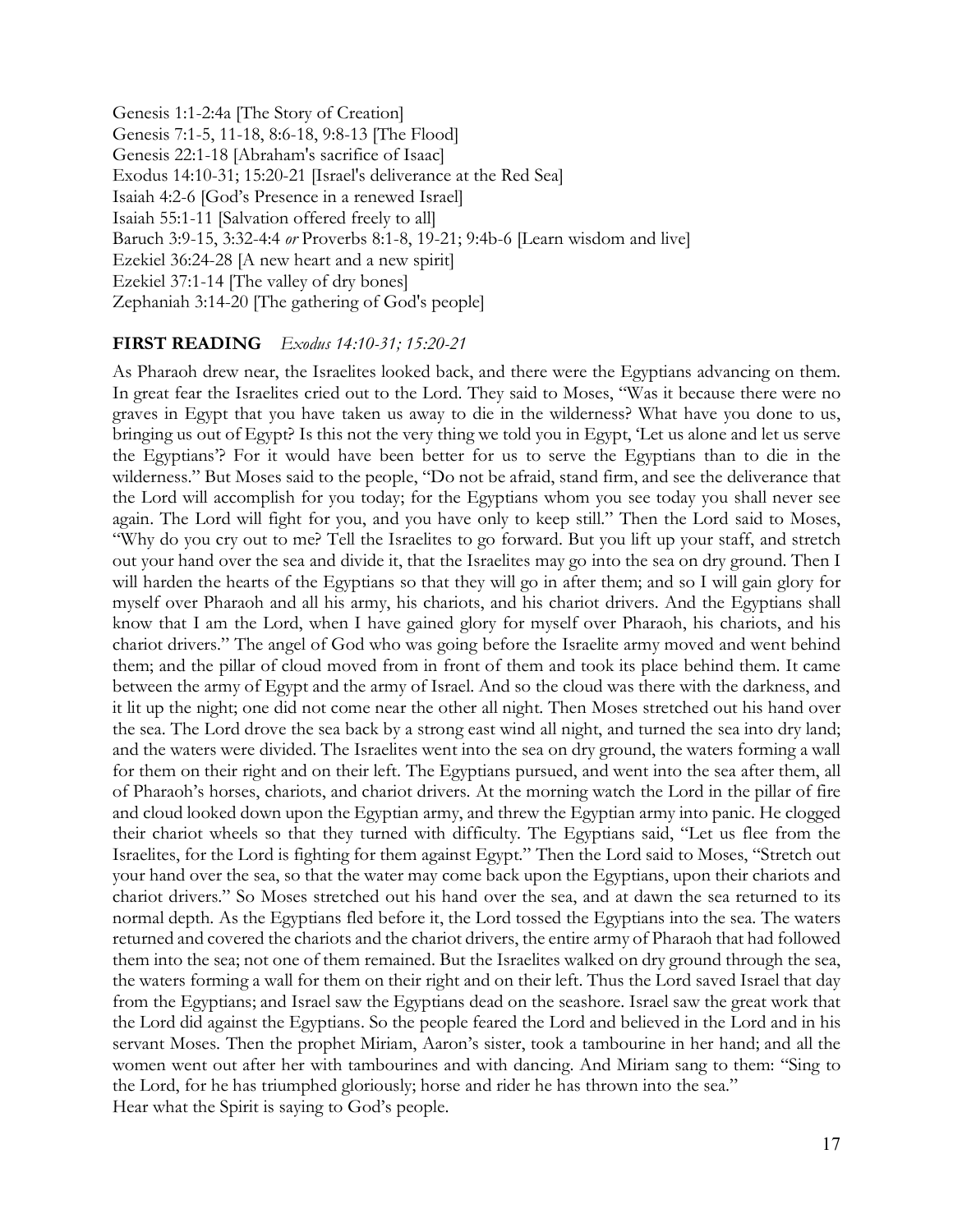Genesis 1:1-2:4a [The Story of Creation]
Genesis 7:1-5, 11-18, 8:6-18, 9:8-13 [The Flood]
Genesis 22:1-18 [Abraham's sacrifice of Isaac]
Exodus 14:10-31; 15:20-21 [Israel's deliverance at the Red Sea]
Isaiah 4:2-6 [God's Presence in a renewed Israel]
Isaiah 55:1-11 [Salvation offered freely to all]
Baruch 3:9-15, 3:32-4:4 *or* Proverbs 8:1-8, 19-21; 9:4b-6 [Learn wisdom and live]
Ezekiel 36:24-28 [A new heart and a new spirit]
Ezekiel 37:1-14 [The valley of dry bones]
Zephaniah 3:14-20 [The gathering of God's people]

**FIRST READING** *Exodus 14:10-31; 15:20-21*

As Pharaoh drew near, the Israelites looked back, and there were the Egyptians advancing on them. In great fear the Israelites cried out to the Lord. They said to Moses, "Was it because there were no graves in Egypt that you have taken us away to die in the wilderness? What have you done to us, bringing us out of Egypt? Is this not the very thing we told you in Egypt, 'Let us alone and let us serve the Egyptians'? For it would have been better for us to serve the Egyptians than to die in the wilderness." But Moses said to the people, "Do not be afraid, stand firm, and see the deliverance that the Lord will accomplish for you today; for the Egyptians whom you see today you shall never see again. The Lord will fight for you, and you have only to keep still." Then the Lord said to Moses, "Why do you cry out to me? Tell the Israelites to go forward. But you lift up your staff, and stretch out your hand over the sea and divide it, that the Israelites may go into the sea on dry ground. Then I will harden the hearts of the Egyptians so that they will go in after them; and so I will gain glory for myself over Pharaoh and all his army, his chariots, and his chariot drivers. And the Egyptians shall know that I am the Lord, when I have gained glory for myself over Pharaoh, his chariots, and his chariot drivers." The angel of God who was going before the Israelite army moved and went behind them; and the pillar of cloud moved from in front of them and took its place behind them. It came between the army of Egypt and the army of Israel. And so the cloud was there with the darkness, and it lit up the night; one did not come near the other all night. Then Moses stretched out his hand over the sea. The Lord drove the sea back by a strong east wind all night, and turned the sea into dry land; and the waters were divided. The Israelites went into the sea on dry ground, the waters forming a wall for them on their right and on their left. The Egyptians pursued, and went into the sea after them, all of Pharaoh's horses, chariots, and chariot drivers. At the morning watch the Lord in the pillar of fire and cloud looked down upon the Egyptian army, and threw the Egyptian army into panic. He clogged their chariot wheels so that they turned with difficulty. The Egyptians said, "Let us flee from the Israelites, for the Lord is fighting for them against Egypt." Then the Lord said to Moses, "Stretch out your hand over the sea, so that the water may come back upon the Egyptians, upon their chariots and chariot drivers." So Moses stretched out his hand over the sea, and at dawn the sea returned to its normal depth. As the Egyptians fled before it, the Lord tossed the Egyptians into the sea. The waters returned and covered the chariots and the chariot drivers, the entire army of Pharaoh that had followed them into the sea; not one of them remained. But the Israelites walked on dry ground through the sea, the waters forming a wall for them on their right and on their left. Thus the Lord saved Israel that day from the Egyptians; and Israel saw the Egyptians dead on the seashore. Israel saw the great work that the Lord did against the Egyptians. So the people feared the Lord and believed in the Lord and in his servant Moses. Then the prophet Miriam, Aaron's sister, took a tambourine in her hand; and all the women went out after her with tambourines and with dancing. And Miriam sang to them: "Sing to the Lord, for he has triumphed gloriously; horse and rider he has thrown into the sea."
Hear what the Spirit is saying to God's people.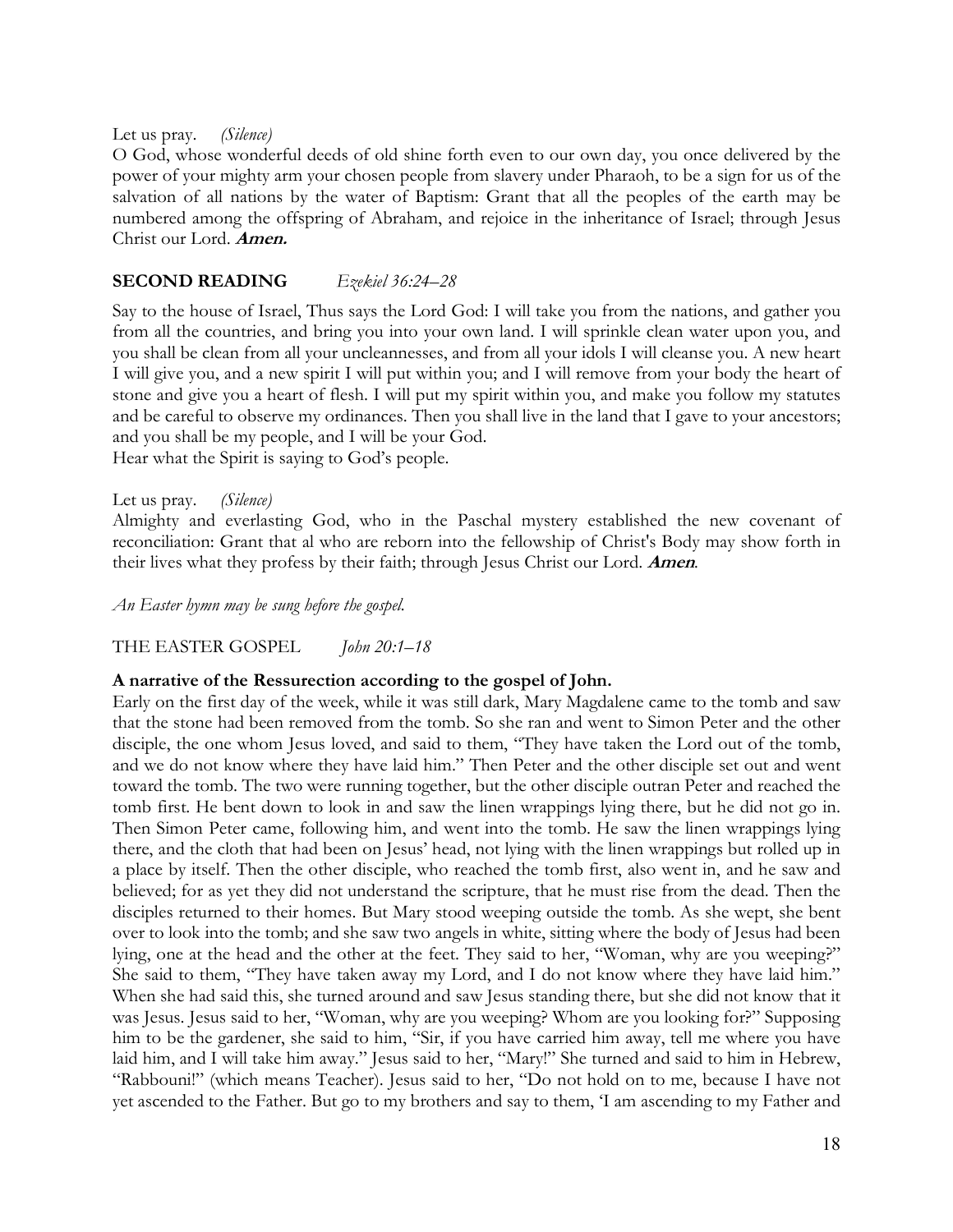Let us pray. *(Silence)*
O God, whose wonderful deeds of old shine forth even to our own day, you once delivered by the power of your mighty arm your chosen people from slavery under Pharaoh, to be a sign for us of the salvation of all nations by the water of Baptism: Grant that all the peoples of the earth may be numbered among the offspring of Abraham, and rejoice in the inheritance of Israel; through Jesus Christ our Lord. ***Amen.***

## SECOND READING *Ezekiel 36:24–28*

Say to the house of Israel, Thus says the Lord God: I will take you from the nations, and gather you from all the countries, and bring you into your own land. I will sprinkle clean water upon you, and you shall be clean from all your uncleannesses, and from all your idols I will cleanse you. A new heart I will give you, and a new spirit I will put within you; and I will remove from your body the heart of stone and give you a heart of flesh. I will put my spirit within you, and make you follow my statutes and be careful to observe my ordinances. Then you shall live in the land that I gave to your ancestors; and you shall be my people, and I will be your God.
Hear what the Spirit is saying to God's people.

Let us pray. *(Silence)*
Almighty and everlasting God, who in the Paschal mystery established the new covenant of reconciliation: Grant that al who are reborn into the fellowship of Christ's Body may show forth in their lives what they profess by their faith; through Jesus Christ our Lord. ***Amen***.

*An Easter hymn may be sung before the gospel.*

## THE EASTER GOSPEL *John 20:1–18*

**A narrative of the Ressurection according to the gospel of John.**
Early on the first day of the week, while it was still dark, Mary Magdalene came to the tomb and saw that the stone had been removed from the tomb. So she ran and went to Simon Peter and the other disciple, the one whom Jesus loved, and said to them, "They have taken the Lord out of the tomb, and we do not know where they have laid him." Then Peter and the other disciple set out and went toward the tomb. The two were running together, but the other disciple outran Peter and reached the tomb first. He bent down to look in and saw the linen wrappings lying there, but he did not go in. Then Simon Peter came, following him, and went into the tomb. He saw the linen wrappings lying there, and the cloth that had been on Jesus' head, not lying with the linen wrappings but rolled up in a place by itself. Then the other disciple, who reached the tomb first, also went in, and he saw and believed; for as yet they did not understand the scripture, that he must rise from the dead. Then the disciples returned to their homes. But Mary stood weeping outside the tomb. As she wept, she bent over to look into the tomb; and she saw two angels in white, sitting where the body of Jesus had been lying, one at the head and the other at the feet. They said to her, "Woman, why are you weeping?" She said to them, "They have taken away my Lord, and I do not know where they have laid him." When she had said this, she turned around and saw Jesus standing there, but she did not know that it was Jesus. Jesus said to her, "Woman, why are you weeping? Whom are you looking for?" Supposing him to be the gardener, she said to him, "Sir, if you have carried him away, tell me where you have laid him, and I will take him away." Jesus said to her, "Mary!" She turned and said to him in Hebrew, "Rabbouni!" (which means Teacher). Jesus said to her, "Do not hold on to me, because I have not yet ascended to the Father. But go to my brothers and say to them, 'I am ascending to my Father and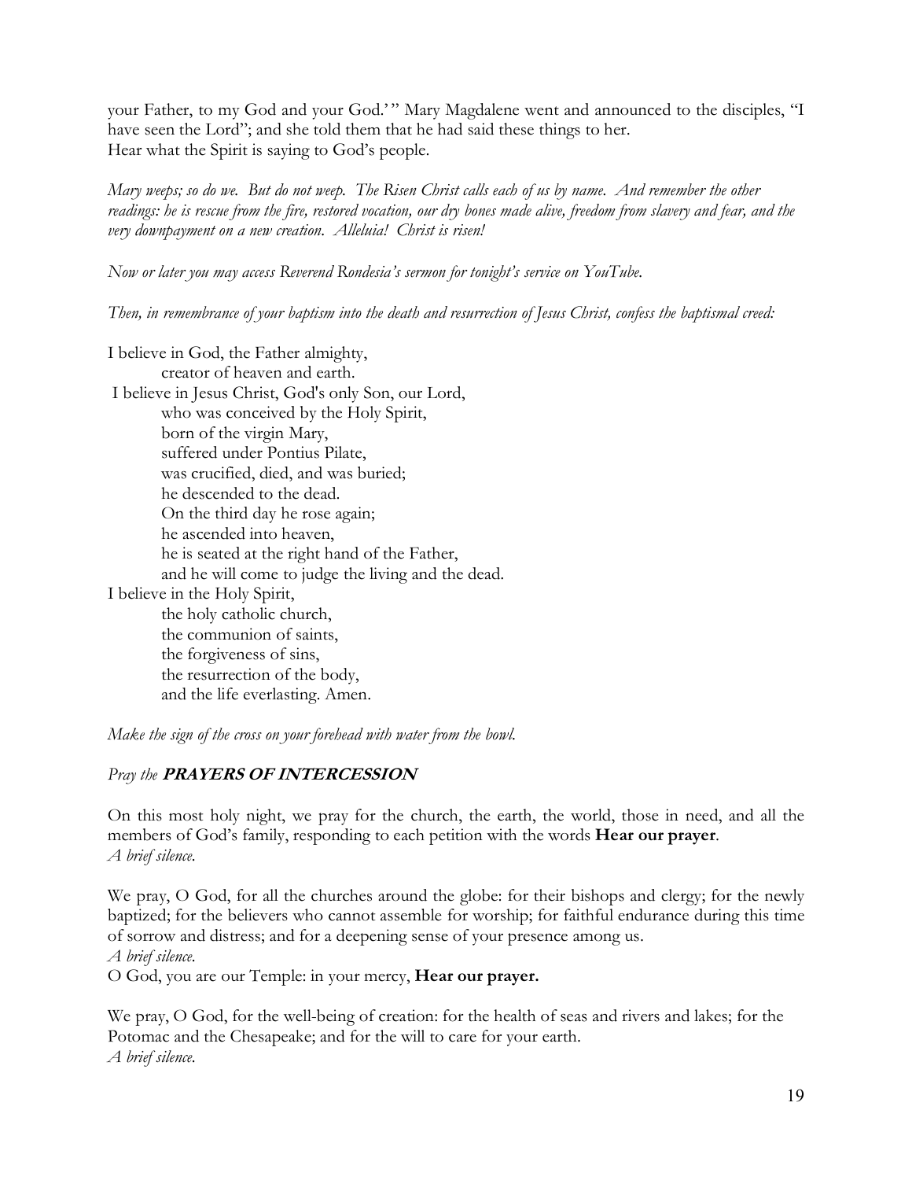your Father, to my God and your God.'" Mary Magdalene went and announced to the disciples, "I have seen the Lord"; and she told them that he had said these things to her.
Hear what the Spirit is saying to God's people.

*Mary weeps; so do we. But do not weep. The Risen Christ calls each of us by name. And remember the other readings: he is rescue from the fire, restored vocation, our dry bones made alive, freedom from slavery and fear, and the very downpayment on a new creation. Alleluia! Christ is risen!*

*Now or later you may access Reverend Rondesia's sermon for tonight's service on YouTube.*

*Then, in remembrance of your baptism into the death and resurrection of Jesus Christ, confess the baptismal creed:*

I believe in God, the Father almighty,
&nbsp;&nbsp;&nbsp;&nbsp;creator of heaven and earth.
I believe in Jesus Christ, God's only Son, our Lord,
&nbsp;&nbsp;&nbsp;&nbsp;who was conceived by the Holy Spirit,
&nbsp;&nbsp;&nbsp;&nbsp;born of the virgin Mary,
&nbsp;&nbsp;&nbsp;&nbsp;suffered under Pontius Pilate,
&nbsp;&nbsp;&nbsp;&nbsp;was crucified, died, and was buried;
&nbsp;&nbsp;&nbsp;&nbsp;he descended to the dead.
&nbsp;&nbsp;&nbsp;&nbsp;On the third day he rose again;
&nbsp;&nbsp;&nbsp;&nbsp;he ascended into heaven,
&nbsp;&nbsp;&nbsp;&nbsp;he is seated at the right hand of the Father,
&nbsp;&nbsp;&nbsp;&nbsp;and he will come to judge the living and the dead.
I believe in the Holy Spirit,
&nbsp;&nbsp;&nbsp;&nbsp;the holy catholic church,
&nbsp;&nbsp;&nbsp;&nbsp;the communion of saints,
&nbsp;&nbsp;&nbsp;&nbsp;the forgiveness of sins,
&nbsp;&nbsp;&nbsp;&nbsp;the resurrection of the body,
&nbsp;&nbsp;&nbsp;&nbsp;and the life everlasting. Amen.

*Make the sign of the cross on your forehead with water from the bowl.*

*Pray the* ***PRAYERS OF INTERCESSION***

On this most holy night, we pray for the church, the earth, the world, those in need, and all the members of God's family, responding to each petition with the words **Hear our prayer**.
*A brief silence.*

We pray, O God, for all the churches around the globe: for their bishops and clergy; for the newly baptized; for the believers who cannot assemble for worship; for faithful endurance during this time of sorrow and distress; and for a deepening sense of your presence among us.
*A brief silence.*
O God, you are our Temple: in your mercy, **Hear our prayer.**

We pray, O God, for the well-being of creation: for the health of seas and rivers and lakes; for the Potomac and the Chesapeake; and for the will to care for your earth.
*A brief silence.*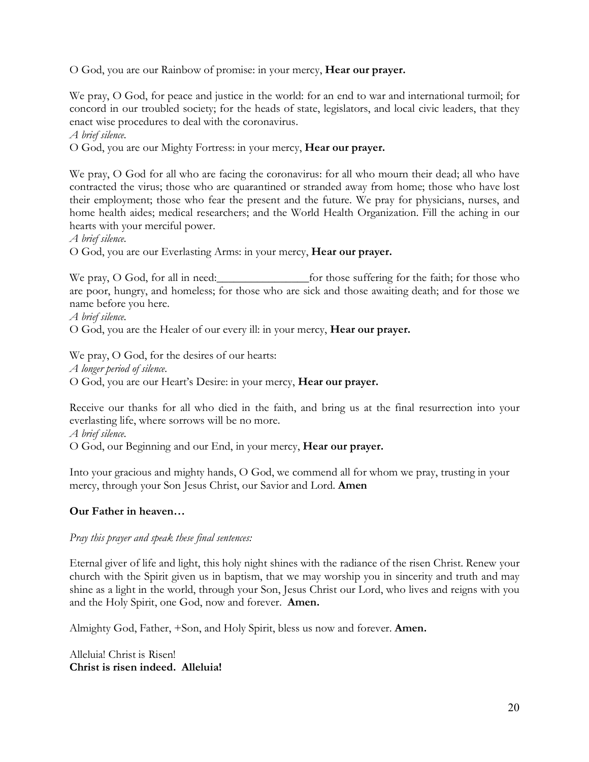O God, you are our Rainbow of promise: in your mercy, **Hear our prayer.**

We pray, O God, for peace and justice in the world: for an end to war and international turmoil; for concord in our troubled society; for the heads of state, legislators, and local civic leaders, that they enact wise procedures to deal with the coronavirus.
*A brief silence.*
O God, you are our Mighty Fortress: in your mercy, **Hear our prayer.**

We pray, O God for all who are facing the coronavirus: for all who mourn their dead; all who have contracted the virus; those who are quarantined or stranded away from home; those who have lost their employment; those who fear the present and the future. We pray for physicians, nurses, and home health aides; medical researchers; and the World Health Organization. Fill the aching in our hearts with your merciful power.
*A brief silence.*
O God, you are our Everlasting Arms: in your mercy, **Hear our prayer.**

We pray, O God, for all in need:________________for those suffering for the faith; for those who are poor, hungry, and homeless; for those who are sick and those awaiting death; and for those we name before you here.
*A brief silence.*
O God, you are the Healer of our every ill: in your mercy, **Hear our prayer.**

We pray, O God, for the desires of our hearts:
*A longer period of silence.*
O God, you are our Heart's Desire: in your mercy, **Hear our prayer.**

Receive our thanks for all who died in the faith, and bring us at the final resurrection into your everlasting life, where sorrows will be no more.
*A brief silence.*
O God, our Beginning and our End, in your mercy, **Hear our prayer.**

Into your gracious and mighty hands, O God, we commend all for whom we pray, trusting in your mercy, through your Son Jesus Christ, our Savior and Lord. **Amen**

**Our Father in heaven…**

*Pray this prayer and speak these final sentences:*

Eternal giver of life and light, this holy night shines with the radiance of the risen Christ. Renew your church with the Spirit given us in baptism, that we may worship you in sincerity and truth and may shine as a light in the world, through your Son, Jesus Christ our Lord, who lives and reigns with you and the Holy Spirit, one God, now and forever. **Amen.**

Almighty God, Father, +Son, and Holy Spirit, bless us now and forever. **Amen.**

Alleluia! Christ is Risen!
**Christ is risen indeed. Alleluia!**